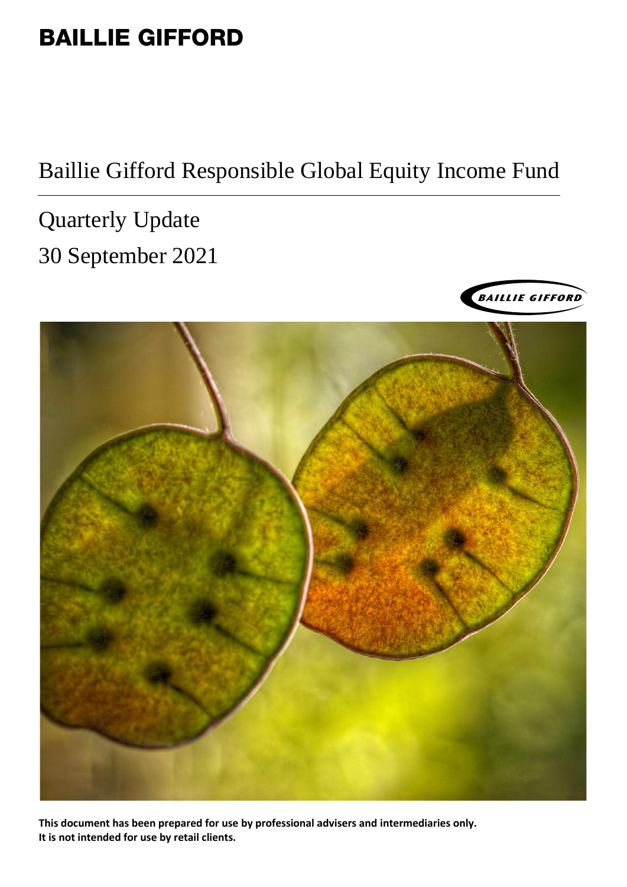# BAILLIE GIFFORD

## Baillie Gifford Responsible Global Equity Income Fund

Quarterly Update

30 September 2021

**This document has been prepared for use by professional advisers and intermediaries only. It is not intended for use by retail clients.**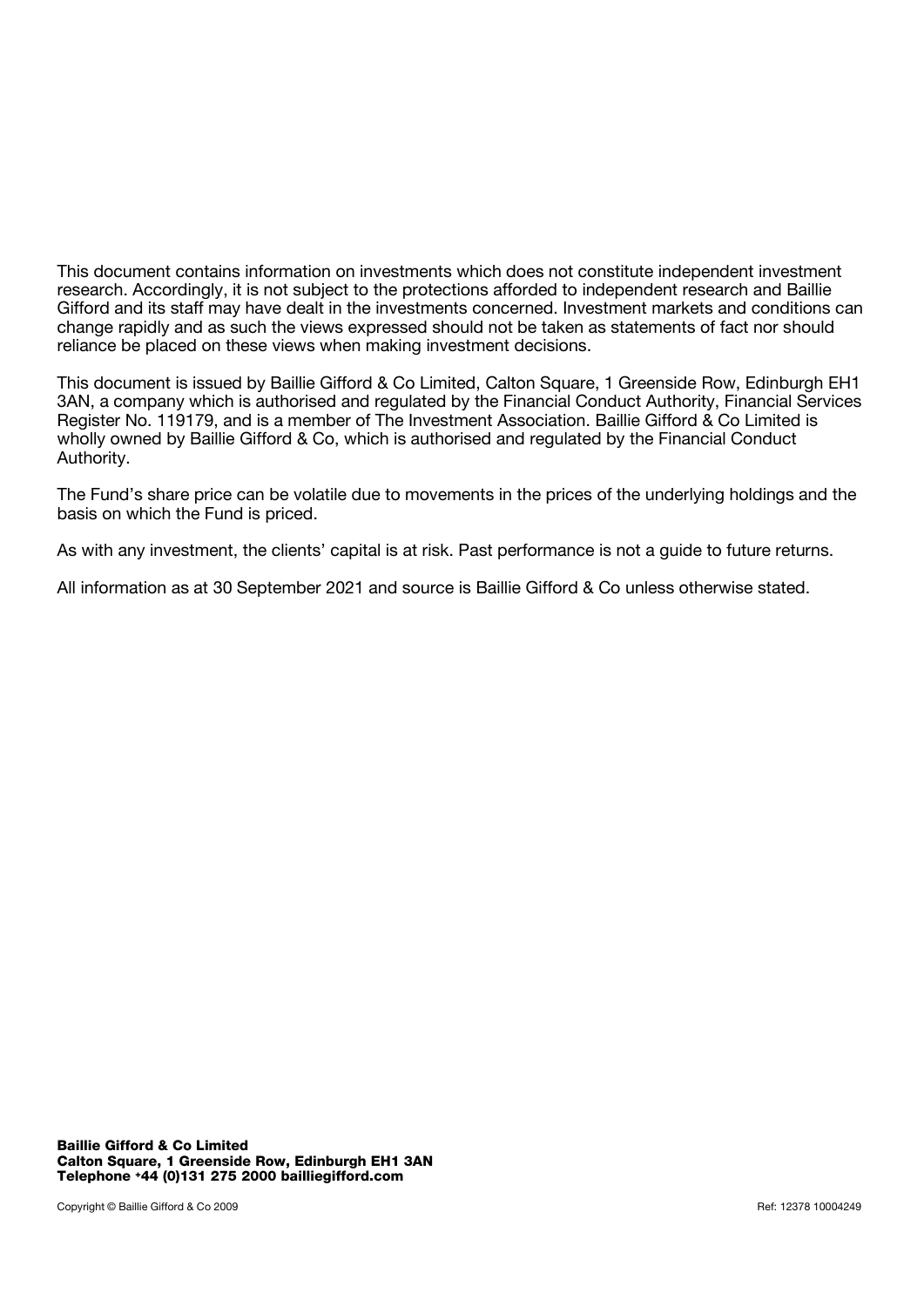This document contains information on investments which does not constitute independent investment research. Accordingly, it is not subject to the protections afforded to independent research and Baillie Gifford and its staff may have dealt in the investments concerned. Investment markets and conditions can change rapidly and as such the views expressed should not be taken as statements of fact nor should reliance be placed on these views when making investment decisions.

This document is issued by Baillie Gifford & Co Limited, Calton Square, 1 Greenside Row, Edinburgh EH1 3AN, a company which is authorised and regulated by the Financial Conduct Authority, Financial Services Register No. 119179, and is a member of The Investment Association. Baillie Gifford & Co Limited is wholly owned by Baillie Gifford & Co, which is authorised and regulated by the Financial Conduct Authority.

The Fund's share price can be volatile due to movements in the prices of the underlying holdings and the basis on which the Fund is priced.

As with any investment, the clients' capital is at risk. Past performance is not a guide to future returns.

All information as at 30 September 2021 and source is Baillie Gifford & Co unless otherwise stated.

**Baillie Gifford & Co Limited**
**Calton Square, 1 Greenside Row, Edinburgh EH1 3AN**
**Telephone +44 (0)131 275 2000 bailliegifford.com**

Copyright © Baillie Gifford & Co 2009

Ref: 12378 10004249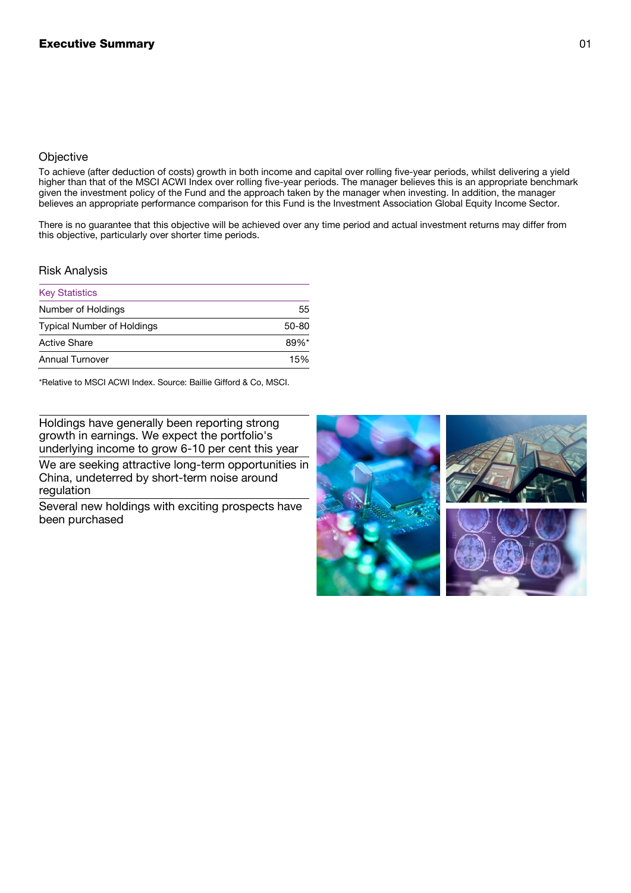## Objective

To achieve (after deduction of costs) growth in both income and capital over rolling five-year periods, whilst delivering a yield higher than that of the MSCI ACWI Index over rolling five-year periods. The manager believes this is an appropriate benchmark given the investment policy of the Fund and the approach taken by the manager when investing. In addition, the manager believes an appropriate performance comparison for this Fund is the Investment Association Global Equity Income Sector.

There is no guarantee that this objective will be achieved over any time period and actual investment returns may differ from this objective, particularly over shorter time periods.

## Risk Analysis

| Key Statistics | |
|---|---|
| Number of Holdings | 55 |
| Typical Number of Holdings | 50-80 |
| Active Share | 89%* |
| Annual Turnover | 15% |

*Relative to MSCI ACWI Index. Source: Baillie Gifford & Co, MSCI.

Holdings have generally been reporting strong growth in earnings. We expect the portfolio's underlying income to grow 6-10 per cent this year

We are seeking attractive long-term opportunities in China, undeterred by short-term noise around regulation

Several new holdings with exciting prospects have been purchased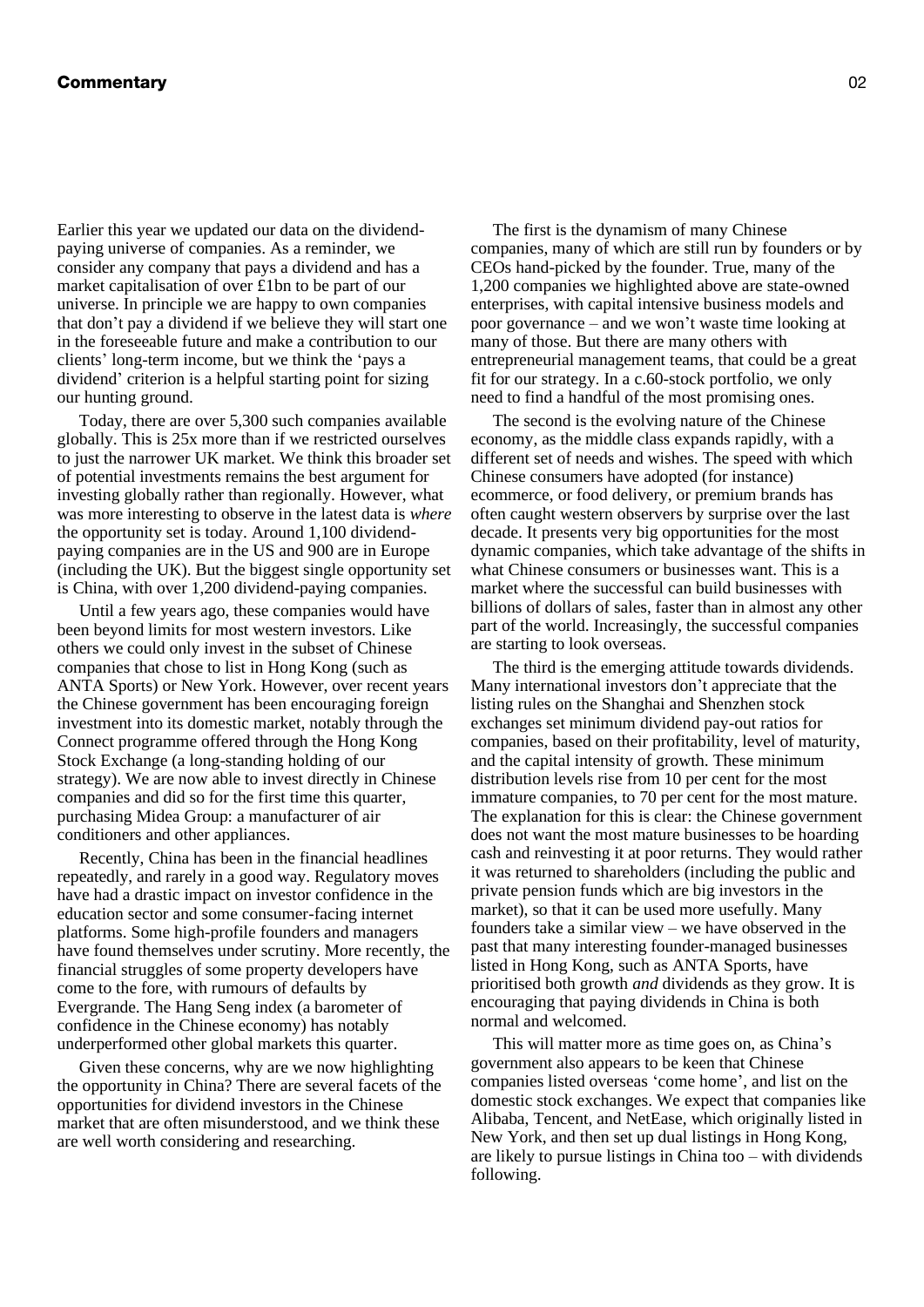Earlier this year we updated our data on the dividend-paying universe of companies. As a reminder, we consider any company that pays a dividend and has a market capitalisation of over £1bn to be part of our universe. In principle we are happy to own companies that don't pay a dividend if we believe they will start one in the foreseeable future and make a contribution to our clients' long-term income, but we think the 'pays a dividend' criterion is a helpful starting point for sizing our hunting ground.

Today, there are over 5,300 such companies available globally. This is 25x more than if we restricted ourselves to just the narrower UK market. We think this broader set of potential investments remains the best argument for investing globally rather than regionally. However, what was more interesting to observe in the latest data is *where* the opportunity set is today. Around 1,100 dividend-paying companies are in the US and 900 are in Europe (including the UK). But the biggest single opportunity set is China, with over 1,200 dividend-paying companies.

Until a few years ago, these companies would have been beyond limits for most western investors. Like others we could only invest in the subset of Chinese companies that chose to list in Hong Kong (such as ANTA Sports) or New York. However, over recent years the Chinese government has been encouraging foreign investment into its domestic market, notably through the Connect programme offered through the Hong Kong Stock Exchange (a long-standing holding of our strategy). We are now able to invest directly in Chinese companies and did so for the first time this quarter, purchasing Midea Group: a manufacturer of air conditioners and other appliances.

Recently, China has been in the financial headlines repeatedly, and rarely in a good way. Regulatory moves have had a drastic impact on investor confidence in the education sector and some consumer-facing internet platforms. Some high-profile founders and managers have found themselves under scrutiny. More recently, the financial struggles of some property developers have come to the fore, with rumours of defaults by Evergrande. The Hang Seng index (a barometer of confidence in the Chinese economy) has notably underperformed other global markets this quarter.

Given these concerns, why are we now highlighting the opportunity in China? There are several facets of the opportunities for dividend investors in the Chinese market that are often misunderstood, and we think these are well worth considering and researching.

The first is the dynamism of many Chinese companies, many of which are still run by founders or by CEOs hand-picked by the founder. True, many of the 1,200 companies we highlighted above are state-owned enterprises, with capital intensive business models and poor governance – and we won't waste time looking at many of those. But there are many others with entrepreneurial management teams, that could be a great fit for our strategy. In a c.60-stock portfolio, we only need to find a handful of the most promising ones.

The second is the evolving nature of the Chinese economy, as the middle class expands rapidly, with a different set of needs and wishes. The speed with which Chinese consumers have adopted (for instance) ecommerce, or food delivery, or premium brands has often caught western observers by surprise over the last decade. It presents very big opportunities for the most dynamic companies, which take advantage of the shifts in what Chinese consumers or businesses want. This is a market where the successful can build businesses with billions of dollars of sales, faster than in almost any other part of the world. Increasingly, the successful companies are starting to look overseas.

The third is the emerging attitude towards dividends. Many international investors don't appreciate that the listing rules on the Shanghai and Shenzhen stock exchanges set minimum dividend pay-out ratios for companies, based on their profitability, level of maturity, and the capital intensity of growth. These minimum distribution levels rise from 10 per cent for the most immature companies, to 70 per cent for the most mature. The explanation for this is clear: the Chinese government does not want the most mature businesses to be hoarding cash and reinvesting it at poor returns. They would rather it was returned to shareholders (including the public and private pension funds which are big investors in the market), so that it can be used more usefully. Many founders take a similar view – we have observed in the past that many interesting founder-managed businesses listed in Hong Kong, such as ANTA Sports, have prioritised both growth *and* dividends as they grow. It is encouraging that paying dividends in China is both normal and welcomed.

This will matter more as time goes on, as China's government also appears to be keen that Chinese companies listed overseas 'come home', and list on the domestic stock exchanges. We expect that companies like Alibaba, Tencent, and NetEase, which originally listed in New York, and then set up dual listings in Hong Kong, are likely to pursue listings in China too – with dividends following.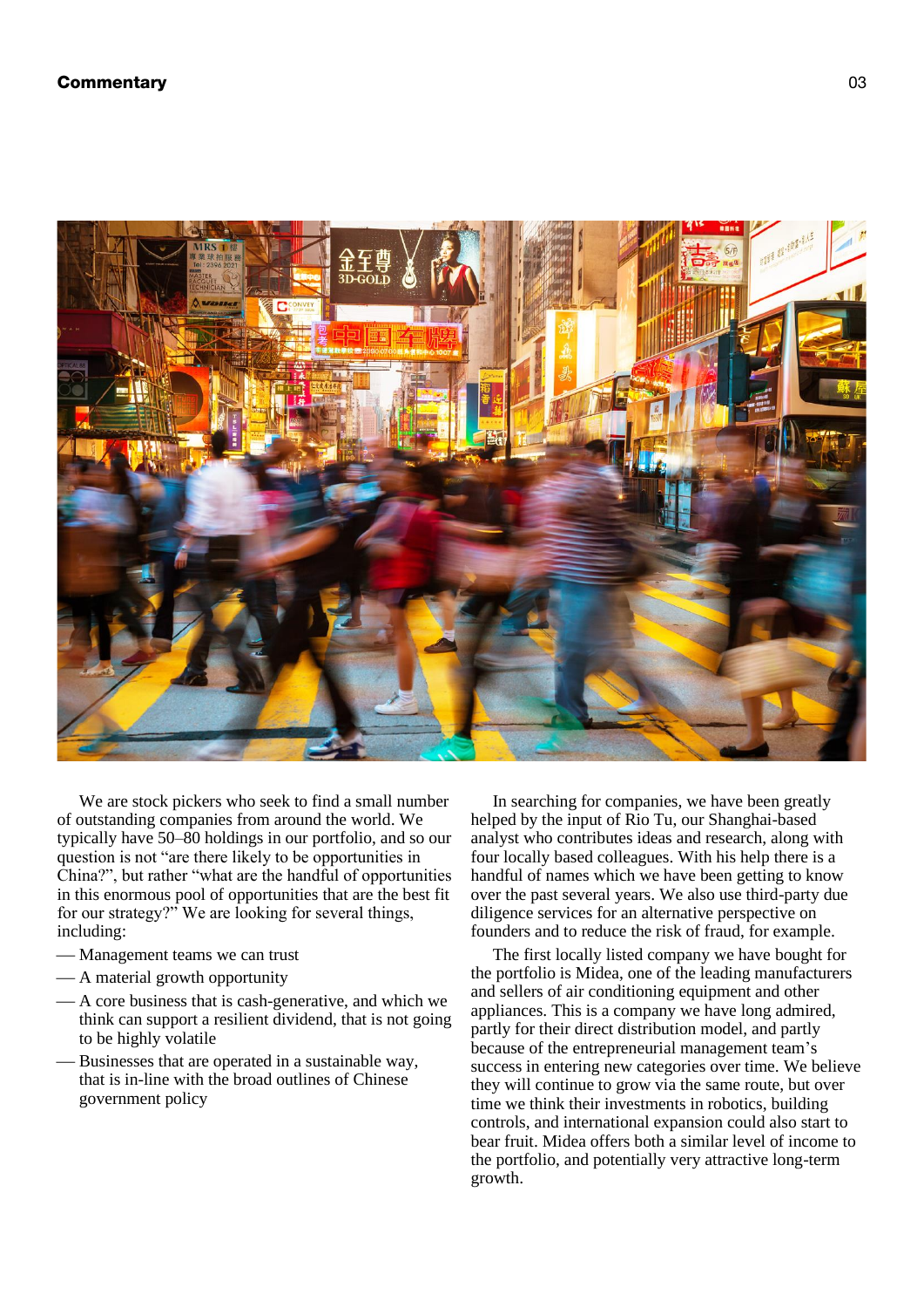We are stock pickers who seek to find a small number of outstanding companies from around the world. We typically have 50–80 holdings in our portfolio, and so our question is not "are there likely to be opportunities in China?", but rather "what are the handful of opportunities in this enormous pool of opportunities that are the best fit for our strategy?" We are looking for several things, including:

- Management teams we can trust
- A material growth opportunity
- A core business that is cash-generative, and which we think can support a resilient dividend, that is not going to be highly volatile
- Businesses that are operated in a sustainable way, that is in-line with the broad outlines of Chinese government policy

In searching for companies, we have been greatly helped by the input of Rio Tu, our Shanghai-based analyst who contributes ideas and research, along with four locally based colleagues. With his help there is a handful of names which we have been getting to know over the past several years. We also use third-party due diligence services for an alternative perspective on founders and to reduce the risk of fraud, for example.

The first locally listed company we have bought for the portfolio is Midea, one of the leading manufacturers and sellers of air conditioning equipment and other appliances. This is a company we have long admired, partly for their direct distribution model, and partly because of the entrepreneurial management team's success in entering new categories over time. We believe they will continue to grow via the same route, but over time we think their investments in robotics, building controls, and international expansion could also start to bear fruit. Midea offers both a similar level of income to the portfolio, and potentially very attractive long-term growth.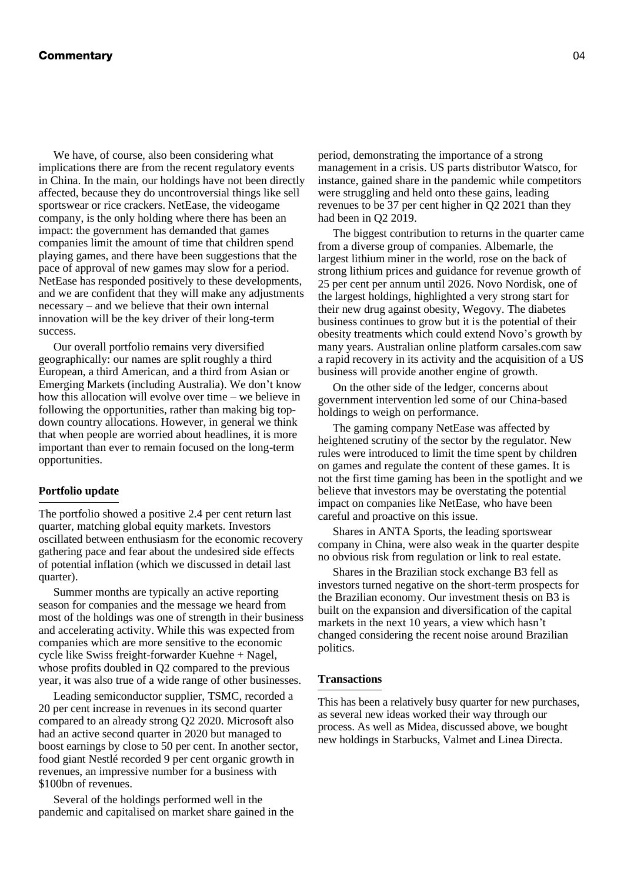We have, of course, also been considering what implications there are from the recent regulatory events in China. In the main, our holdings have not been directly affected, because they do uncontroversial things like sell sportswear or rice crackers. NetEase, the videogame company, is the only holding where there has been an impact: the government has demanded that games companies limit the amount of time that children spend playing games, and there have been suggestions that the pace of approval of new games may slow for a period. NetEase has responded positively to these developments, and we are confident that they will make any adjustments necessary – and we believe that their own internal innovation will be the key driver of their long-term success.

Our overall portfolio remains very diversified geographically: our names are split roughly a third European, a third American, and a third from Asian or Emerging Markets (including Australia). We don't know how this allocation will evolve over time – we believe in following the opportunities, rather than making big top-down country allocations. However, in general we think that when people are worried about headlines, it is more important than ever to remain focused on the long-term opportunities.

## Portfolio update

The portfolio showed a positive 2.4 per cent return last quarter, matching global equity markets. Investors oscillated between enthusiasm for the economic recovery gathering pace and fear about the undesired side effects of potential inflation (which we discussed in detail last quarter).

Summer months are typically an active reporting season for companies and the message we heard from most of the holdings was one of strength in their business and accelerating activity. While this was expected from companies which are more sensitive to the economic cycle like Swiss freight-forwarder Kuehne + Nagel, whose profits doubled in Q2 compared to the previous year, it was also true of a wide range of other businesses.

Leading semiconductor supplier, TSMC, recorded a 20 per cent increase in revenues in its second quarter compared to an already strong Q2 2020. Microsoft also had an active second quarter in 2020 but managed to boost earnings by close to 50 per cent. In another sector, food giant Nestlé recorded 9 per cent organic growth in revenues, an impressive number for a business with \$100bn of revenues.

Several of the holdings performed well in the pandemic and capitalised on market share gained in the period, demonstrating the importance of a strong management in a crisis. US parts distributor Watsco, for instance, gained share in the pandemic while competitors were struggling and held onto these gains, leading revenues to be 37 per cent higher in Q2 2021 than they had been in Q2 2019.

The biggest contribution to returns in the quarter came from a diverse group of companies. Albemarle, the largest lithium miner in the world, rose on the back of strong lithium prices and guidance for revenue growth of 25 per cent per annum until 2026. Novo Nordisk, one of the largest holdings, highlighted a very strong start for their new drug against obesity, Wegovy. The diabetes business continues to grow but it is the potential of their obesity treatments which could extend Novo's growth by many years. Australian online platform carsales.com saw a rapid recovery in its activity and the acquisition of a US business will provide another engine of growth.

On the other side of the ledger, concerns about government intervention led some of our China-based holdings to weigh on performance.

The gaming company NetEase was affected by heightened scrutiny of the sector by the regulator. New rules were introduced to limit the time spent by children on games and regulate the content of these games. It is not the first time gaming has been in the spotlight and we believe that investors may be overstating the potential impact on companies like NetEase, who have been careful and proactive on this issue.

Shares in ANTA Sports, the leading sportswear company in China, were also weak in the quarter despite no obvious risk from regulation or link to real estate.

Shares in the Brazilian stock exchange B3 fell as investors turned negative on the short-term prospects for the Brazilian economy. Our investment thesis on B3 is built on the expansion and diversification of the capital markets in the next 10 years, a view which hasn't changed considering the recent noise around Brazilian politics.

## Transactions

This has been a relatively busy quarter for new purchases, as several new ideas worked their way through our process. As well as Midea, discussed above, we bought new holdings in Starbucks, Valmet and Linea Directa.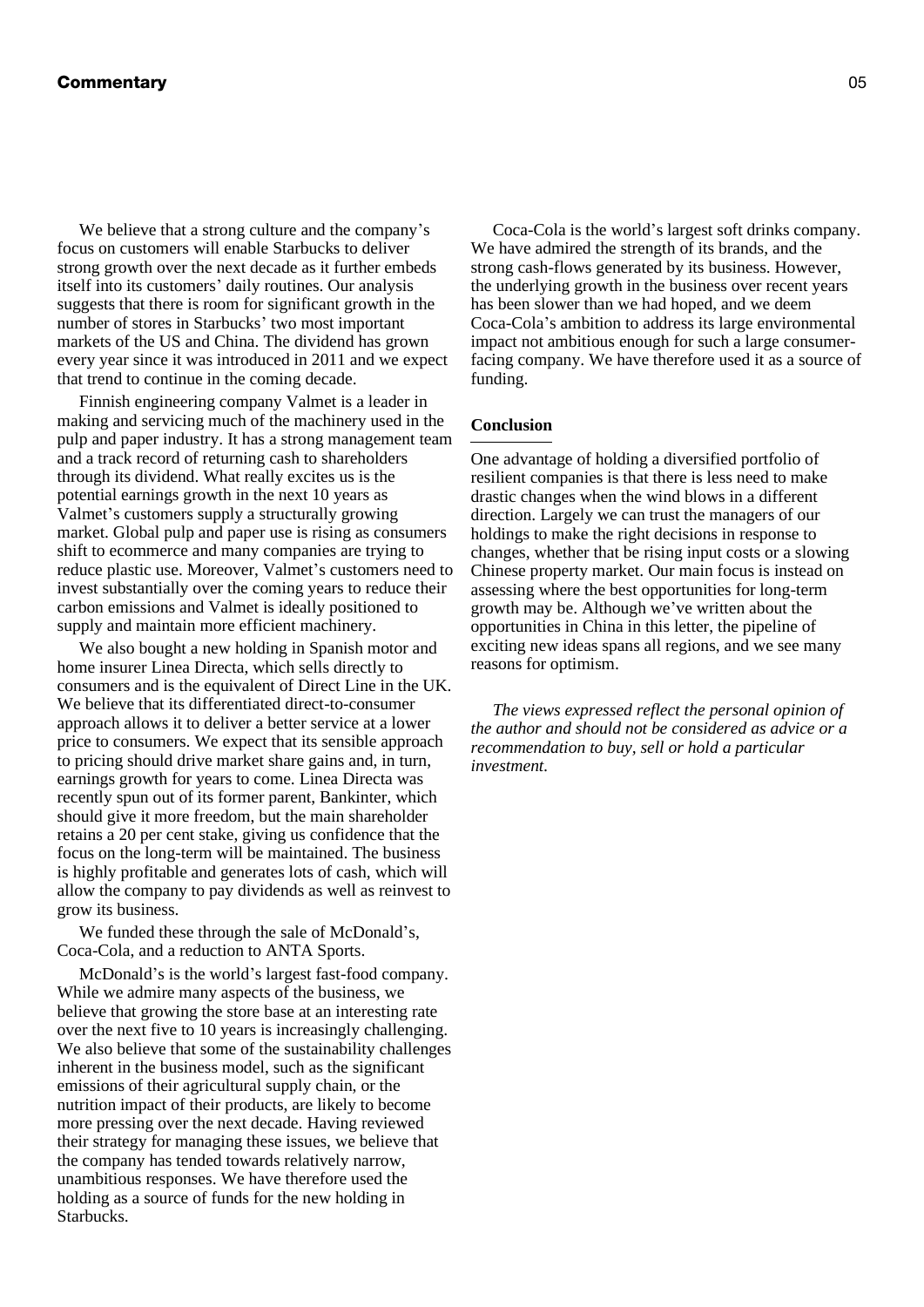We believe that a strong culture and the company's focus on customers will enable Starbucks to deliver strong growth over the next decade as it further embeds itself into its customers' daily routines. Our analysis suggests that there is room for significant growth in the number of stores in Starbucks' two most important markets of the US and China. The dividend has grown every year since it was introduced in 2011 and we expect that trend to continue in the coming decade.

Finnish engineering company Valmet is a leader in making and servicing much of the machinery used in the pulp and paper industry. It has a strong management team and a track record of returning cash to shareholders through its dividend. What really excites us is the potential earnings growth in the next 10 years as Valmet's customers supply a structurally growing market. Global pulp and paper use is rising as consumers shift to ecommerce and many companies are trying to reduce plastic use. Moreover, Valmet's customers need to invest substantially over the coming years to reduce their carbon emissions and Valmet is ideally positioned to supply and maintain more efficient machinery.

We also bought a new holding in Spanish motor and home insurer Linea Directa, which sells directly to consumers and is the equivalent of Direct Line in the UK. We believe that its differentiated direct-to-consumer approach allows it to deliver a better service at a lower price to consumers. We expect that its sensible approach to pricing should drive market share gains and, in turn, earnings growth for years to come. Linea Directa was recently spun out of its former parent, Bankinter, which should give it more freedom, but the main shareholder retains a 20 per cent stake, giving us confidence that the focus on the long-term will be maintained. The business is highly profitable and generates lots of cash, which will allow the company to pay dividends as well as reinvest to grow its business.

We funded these through the sale of McDonald's, Coca-Cola, and a reduction to ANTA Sports.

McDonald's is the world's largest fast-food company. While we admire many aspects of the business, we believe that growing the store base at an interesting rate over the next five to 10 years is increasingly challenging. We also believe that some of the sustainability challenges inherent in the business model, such as the significant emissions of their agricultural supply chain, or the nutrition impact of their products, are likely to become more pressing over the next decade. Having reviewed their strategy for managing these issues, we believe that the company has tended towards relatively narrow, unambitious responses. We have therefore used the holding as a source of funds for the new holding in Starbucks.

Coca-Cola is the world's largest soft drinks company. We have admired the strength of its brands, and the strong cash-flows generated by its business. However, the underlying growth in the business over recent years has been slower than we had hoped, and we deem Coca-Cola's ambition to address its large environmental impact not ambitious enough for such a large consumer-facing company. We have therefore used it as a source of funding.

## Conclusion

One advantage of holding a diversified portfolio of resilient companies is that there is less need to make drastic changes when the wind blows in a different direction. Largely we can trust the managers of our holdings to make the right decisions in response to changes, whether that be rising input costs or a slowing Chinese property market. Our main focus is instead on assessing where the best opportunities for long-term growth may be. Although we've written about the opportunities in China in this letter, the pipeline of exciting new ideas spans all regions, and we see many reasons for optimism.

*The views expressed reflect the personal opinion of the author and should not be considered as advice or a recommendation to buy, sell or hold a particular investment.*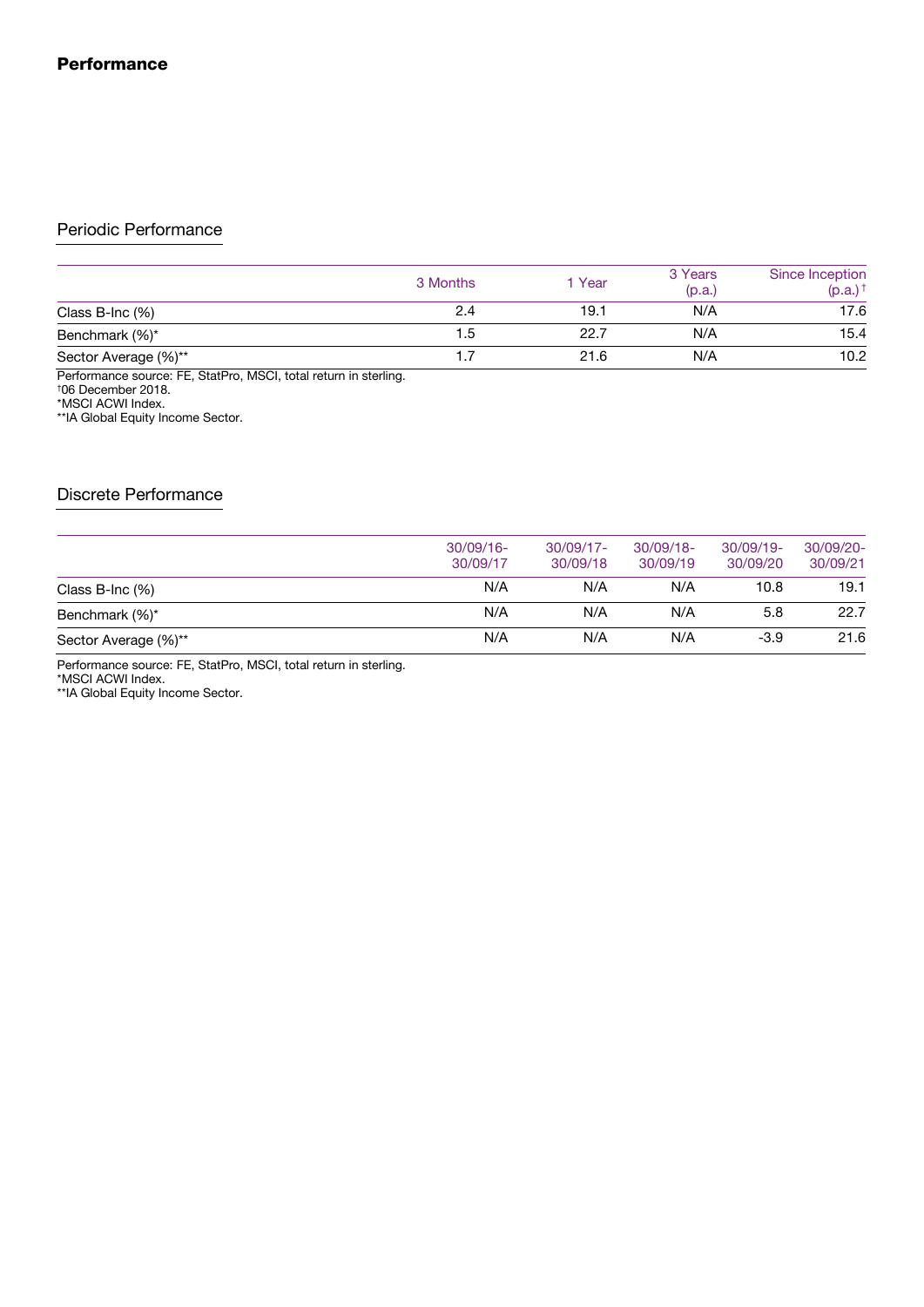# Performance

## Periodic Performance

| | 3 Months | 1 Year | 3 Years (p.a.) | Since Inception (p.a.) † |
|---|---|---|---|---|
| Class B-Inc (%) | 2.4 | 19.1 | N/A | 17.6 |
| Benchmark (%)* | 1.5 | 22.7 | N/A | 15.4 |
| Sector Average (%)** | 1.7 | 21.6 | N/A | 10.2 |

Performance source: FE, StatPro, MSCI, total return in sterling.
†06 December 2018.
*MSCI ACWI Index.
**IA Global Equity Income Sector.

## Discrete Performance

| | 30/09/16-30/09/17 | 30/09/17-30/09/18 | 30/09/18-30/09/19 | 30/09/19-30/09/20 | 30/09/20-30/09/21 |
|---|---|---|---|---|---|
| Class B-Inc (%) | N/A | N/A | N/A | 10.8 | 19.1 |
| Benchmark (%)* | N/A | N/A | N/A | 5.8 | 22.7 |
| Sector Average (%)** | N/A | N/A | N/A | -3.9 | 21.6 |

Performance source: FE, StatPro, MSCI, total return in sterling.
*MSCI ACWI Index.
**IA Global Equity Income Sector.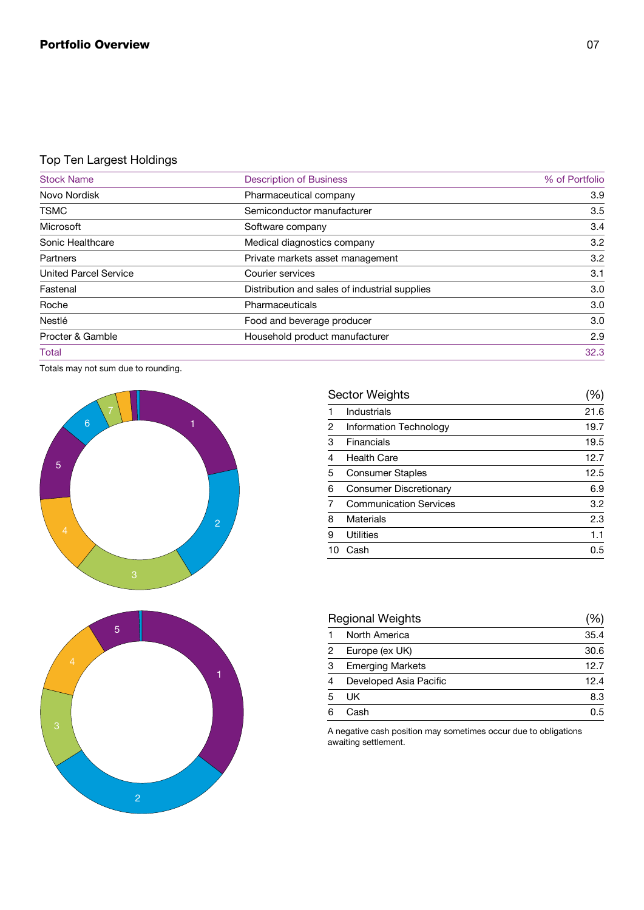## Portfolio Overview

### Top Ten Largest Holdings

| Stock Name | Description of Business | % of Portfolio |
|---|---|---|
| Novo Nordisk | Pharmaceutical company | 3.9 |
| TSMC | Semiconductor manufacturer | 3.5 |
| Microsoft | Software company | 3.4 |
| Sonic Healthcare | Medical diagnostics company | 3.2 |
| Partners | Private markets asset management | 3.2 |
| United Parcel Service | Courier services | 3.1 |
| Fastenal | Distribution and sales of industrial supplies | 3.0 |
| Roche | Pharmaceuticals | 3.0 |
| Nestlé | Food and beverage producer | 3.0 |
| Procter & Gamble | Household product manufacturer | 2.9 |
| Total | | 32.3 |

Totals may not sum due to rounding.

| | Sector Weights | (%) |
|---|---|---|
| 1 | Industrials | 21.6 |
| 2 | Information Technology | 19.7 |
| 3 | Financials | 19.5 |
| 4 | Health Care | 12.7 |
| 5 | Consumer Staples | 12.5 |
| 6 | Consumer Discretionary | 6.9 |
| 7 | Communication Services | 3.2 |
| 8 | Materials | 2.3 |
| 9 | Utilities | 1.1 |
| 10 | Cash | 0.5 |

| | Regional Weights | (%) |
|---|---|---|
| 1 | North America | 35.4 |
| 2 | Europe (ex UK) | 30.6 |
| 3 | Emerging Markets | 12.7 |
| 4 | Developed Asia Pacific | 12.4 |
| 5 | UK | 8.3 |
| 6 | Cash | 0.5 |

A negative cash position may sometimes occur due to obligations awaiting settlement.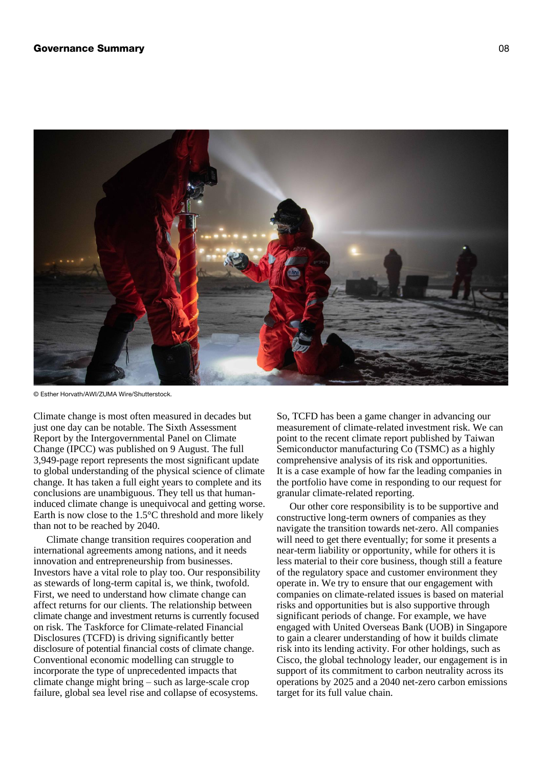© Esther Horvath/AWI/ZUMA Wire/Shutterstock.

Climate change is most often measured in decades but just one day can be notable. The Sixth Assessment Report by the Intergovernmental Panel on Climate Change (IPCC) was published on 9 August. The full 3,949-page report represents the most significant update to global understanding of the physical science of climate change. It has taken a full eight years to complete and its conclusions are unambiguous. They tell us that human-induced climate change is unequivocal and getting worse. Earth is now close to the 1.5°C threshold and more likely than not to be reached by 2040.

Climate change transition requires cooperation and international agreements among nations, and it needs innovation and entrepreneurship from businesses. Investors have a vital role to play too. Our responsibility as stewards of long-term capital is, we think, twofold. First, we need to understand how climate change can affect returns for our clients. The relationship between climate change and investment returns is currently focused on risk. The Taskforce for Climate-related Financial Disclosures (TCFD) is driving significantly better disclosure of potential financial costs of climate change. Conventional economic modelling can struggle to incorporate the type of unprecedented impacts that climate change might bring – such as large-scale crop failure, global sea level rise and collapse of ecosystems.

So, TCFD has been a game changer in advancing our measurement of climate-related investment risk. We can point to the recent climate report published by Taiwan Semiconductor manufacturing Co (TSMC) as a highly comprehensive analysis of its risk and opportunities. It is a case example of how far the leading companies in the portfolio have come in responding to our request for granular climate-related reporting.

Our other core responsibility is to be supportive and constructive long-term owners of companies as they navigate the transition towards net-zero. All companies will need to get there eventually; for some it presents a near-term liability or opportunity, while for others it is less material to their core business, though still a feature of the regulatory space and customer environment they operate in. We try to ensure that our engagement with companies on climate-related issues is based on material risks and opportunities but is also supportive through significant periods of change. For example, we have engaged with United Overseas Bank (UOB) in Singapore to gain a clearer understanding of how it builds climate risk into its lending activity. For other holdings, such as Cisco, the global technology leader, our engagement is in support of its commitment to carbon neutrality across its operations by 2025 and a 2040 net-zero carbon emissions target for its full value chain.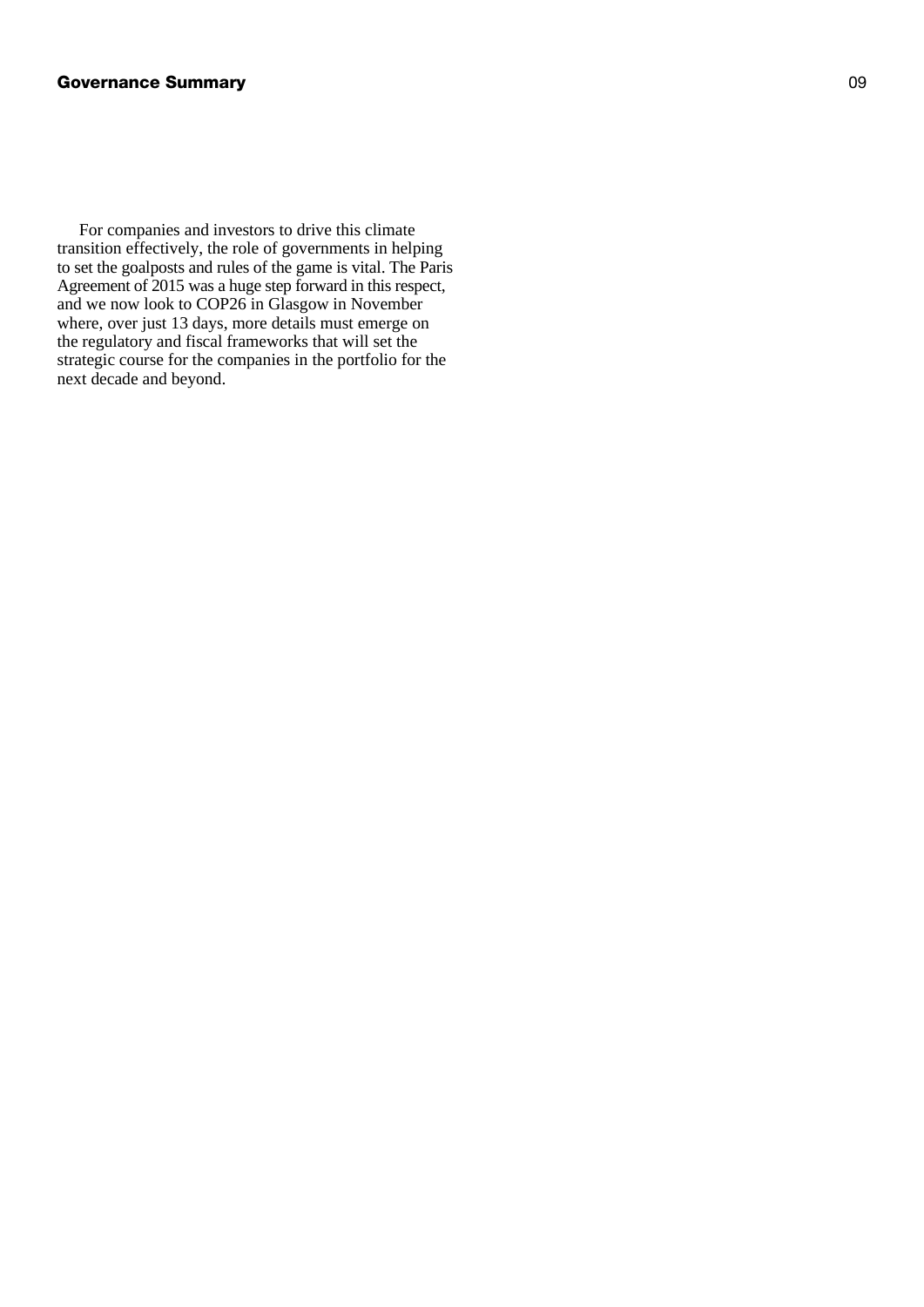For companies and investors to drive this climate transition effectively, the role of governments in helping to set the goalposts and rules of the game is vital. The Paris Agreement of 2015 was a huge step forward in this respect, and we now look to COP26 in Glasgow in November where, over just 13 days, more details must emerge on the regulatory and fiscal frameworks that will set the strategic course for the companies in the portfolio for the next decade and beyond.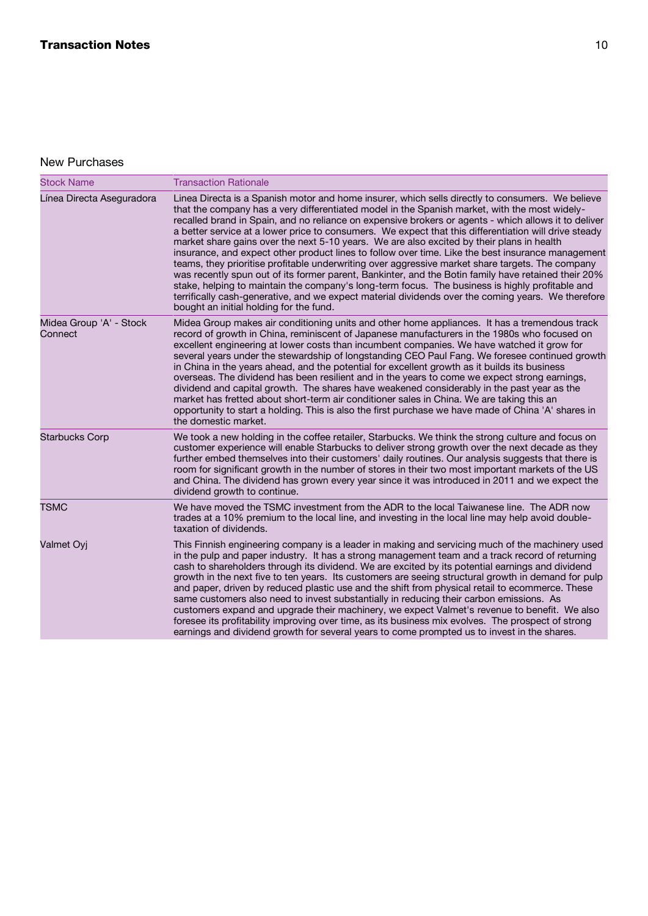## Transaction Notes

### New Purchases

| Stock Name | Transaction Rationale |
|---|---|
| Línea Directa Aseguradora | Linea Directa is a Spanish motor and home insurer, which sells directly to consumers. We believe that the company has a very differentiated model in the Spanish market, with the most widely-recalled brand in Spain, and no reliance on expensive brokers or agents - which allows it to deliver a better service at a lower price to consumers. We expect that this differentiation will drive steady market share gains over the next 5-10 years. We are also excited by their plans in health insurance, and expect other product lines to follow over time. Like the best insurance management teams, they prioritise profitable underwriting over aggressive market share targets. The company was recently spun out of its former parent, Bankinter, and the Botin family have retained their 20% stake, helping to maintain the company's long-term focus. The business is highly profitable and terrifically cash-generative, and we expect material dividends over the coming years. We therefore bought an initial holding for the fund. |
| Midea Group 'A' - Stock Connect | Midea Group makes air conditioning units and other home appliances. It has a tremendous track record of growth in China, reminiscent of Japanese manufacturers in the 1980s who focused on excellent engineering at lower costs than incumbent companies. We have watched it grow for several years under the stewardship of longstanding CEO Paul Fang. We foresee continued growth in China in the years ahead, and the potential for excellent growth as it builds its business overseas. The dividend has been resilient and in the years to come we expect strong earnings, dividend and capital growth. The shares have weakened considerably in the past year as the market has fretted about short-term air conditioner sales in China. We are taking this an opportunity to start a holding. This is also the first purchase we have made of China 'A' shares in the domestic market. |
| Starbucks Corp | We took a new holding in the coffee retailer, Starbucks. We think the strong culture and focus on customer experience will enable Starbucks to deliver strong growth over the next decade as they further embed themselves into their customers' daily routines. Our analysis suggests that there is room for significant growth in the number of stores in their two most important markets of the US and China. The dividend has grown every year since it was introduced in 2011 and we expect the dividend growth to continue. |
| TSMC | We have moved the TSMC investment from the ADR to the local Taiwanese line. The ADR now trades at a 10% premium to the local line, and investing in the local line may help avoid double-taxation of dividends. |
| Valmet Oyj | This Finnish engineering company is a leader in making and servicing much of the machinery used in the pulp and paper industry. It has a strong management team and a track record of returning cash to shareholders through its dividend. We are excited by its potential earnings and dividend growth in the next five to ten years. Its customers are seeing structural growth in demand for pulp and paper, driven by reduced plastic use and the shift from physical retail to ecommerce. These same customers also need to invest substantially in reducing their carbon emissions. As customers expand and upgrade their machinery, we expect Valmet's revenue to benefit. We also foresee its profitability improving over time, as its business mix evolves. The prospect of strong earnings and dividend growth for several years to come prompted us to invest in the shares. |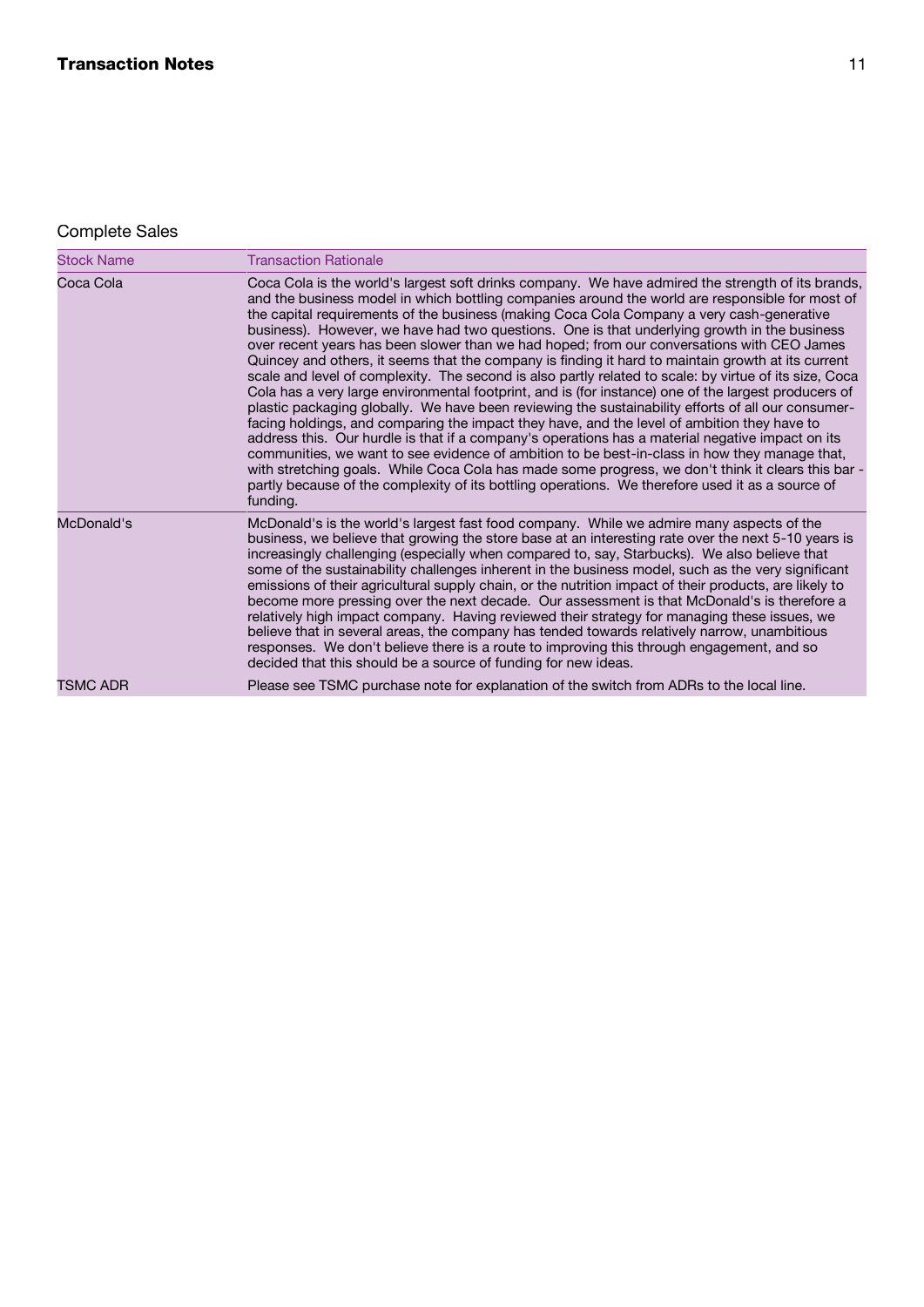## Complete Sales

| Stock Name | Transaction Rationale |
| --- | --- |
| Coca Cola | Coca Cola is the world's largest soft drinks company. We have admired the strength of its brands, and the business model in which bottling companies around the world are responsible for most of the capital requirements of the business (making Coca Cola Company a very cash-generative business). However, we have had two questions. One is that underlying growth in the business over recent years has been slower than we had hoped; from our conversations with CEO James Quincey and others, it seems that the company is finding it hard to maintain growth at its current scale and level of complexity. The second is also partly related to scale: by virtue of its size, Coca Cola has a very large environmental footprint, and is (for instance) one of the largest producers of plastic packaging globally. We have been reviewing the sustainability efforts of all our consumer-facing holdings, and comparing the impact they have, and the level of ambition they have to address this. Our hurdle is that if a company's operations has a material negative impact on its communities, we want to see evidence of ambition to be best-in-class in how they manage that, with stretching goals. While Coca Cola has made some progress, we don't think it clears this bar - partly because of the complexity of its bottling operations. We therefore used it as a source of funding. |
| McDonald's | McDonald's is the world's largest fast food company. While we admire many aspects of the business, we believe that growing the store base at an interesting rate over the next 5-10 years is increasingly challenging (especially when compared to, say, Starbucks). We also believe that some of the sustainability challenges inherent in the business model, such as the very significant emissions of their agricultural supply chain, or the nutrition impact of their products, are likely to become more pressing over the next decade. Our assessment is that McDonald's is therefore a relatively high impact company. Having reviewed their strategy for managing these issues, we believe that in several areas, the company has tended towards relatively narrow, unambitious responses. We don't believe there is a route to improving this through engagement, and so decided that this should be a source of funding for new ideas. |
| TSMC ADR | Please see TSMC purchase note for explanation of the switch from ADRs to the local line. |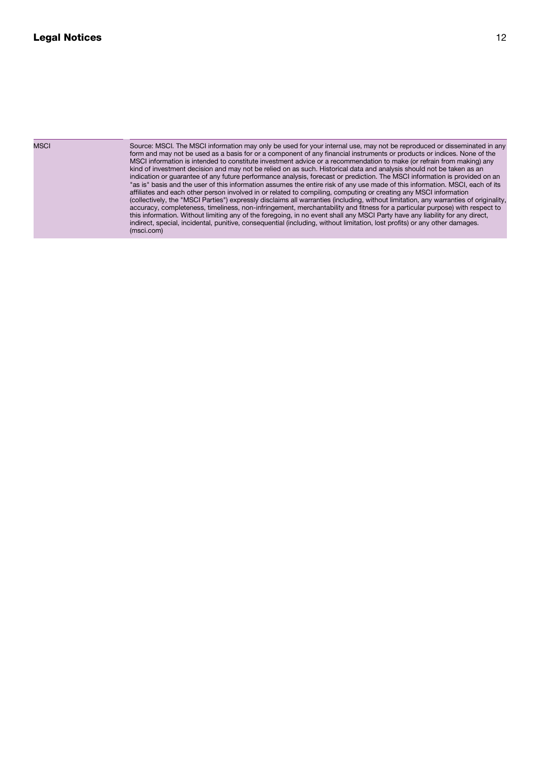# Legal Notices

| | |
|---|---|
| MSCI | Source: MSCI. The MSCI information may only be used for your internal use, may not be reproduced or disseminated in any form and may not be used as a basis for or a component of any financial instruments or products or indices. None of the MSCI information is intended to constitute investment advice or a recommendation to make (or refrain from making) any kind of investment decision and may not be relied on as such. Historical data and analysis should not be taken as an indication or guarantee of any future performance analysis, forecast or prediction. The MSCI information is provided on an "as is" basis and the user of this information assumes the entire risk of any use made of this information. MSCI, each of its affiliates and each other person involved in or related to compiling, computing or creating any MSCI information (collectively, the "MSCI Parties") expressly disclaims all warranties (including, without limitation, any warranties of originality, accuracy, completeness, timeliness, non-infringement, merchantability and fitness for a particular purpose) with respect to this information. Without limiting any of the foregoing, in no event shall any MSCI Party have any liability for any direct, indirect, special, incidental, punitive, consequential (including, without limitation, lost profits) or any other damages. (msci.com) |